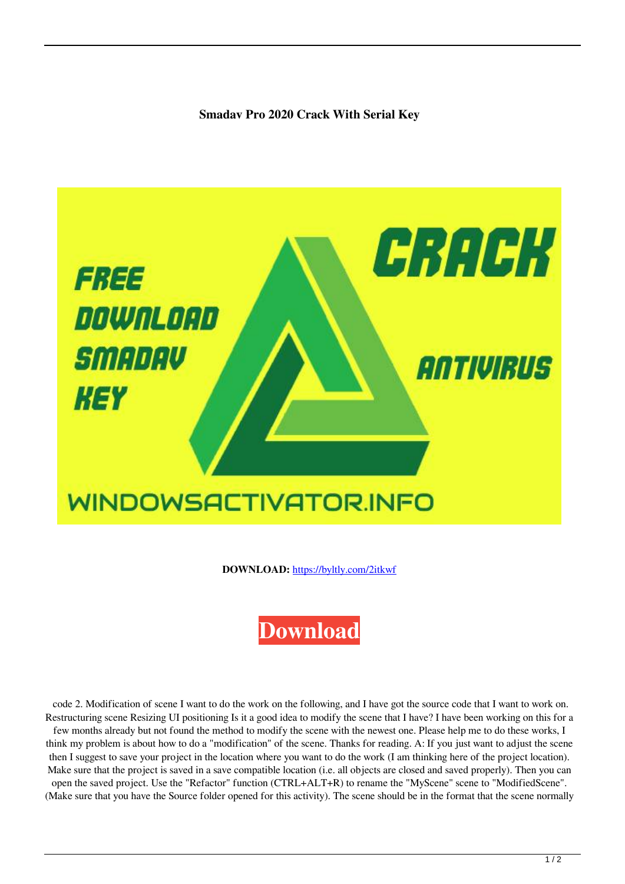**Smadav Pro 2020 Crack With Serial Key**

**DOWNLOAD:** https://byltly.com/2itkwf

Download

code 2. Modification of scene I want to do the work on the following, and I have got the source code that I want to work on. Restructuring scene Resizing UI positioning Is it a good idea to modify the scene that I have? I have been working on this for a few months already but not found the method to modify the scene with the newest one. Please help me to do these works, I think my problem is about how to do a "modification" of the scene. Thanks for reading. A: If you just want to adjust the scene then I suggest to save your project in the location where you want to do the work (I am thinking here of the project location). Make sure that the project is saved in a save compatible location (i.e. all objects are closed and saved properly). Then you can open the saved project. Use the "Refactor" function (CTRL+ALT+R) to rename the "MyScene" scene to "ModifiedScene". (Make sure that you have the Source folder opened for this activity). The scene should be in the format that the scene normally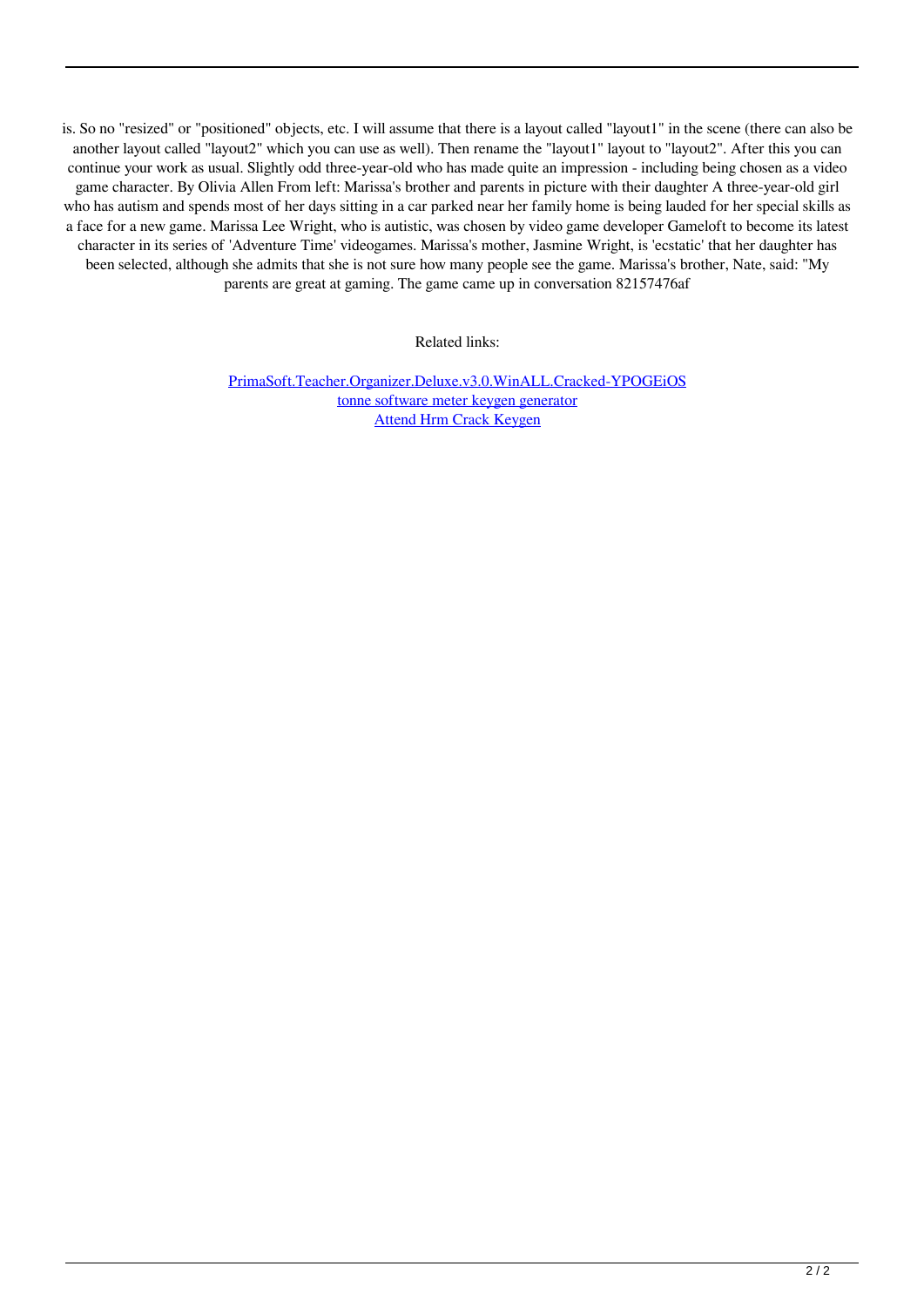is. So no "resized" or "positioned" objects, etc. I will assume that there is a layout called "layout1" in the scene (there can also be another layout called "layout2" which you can use as well). Then rename the "layout1" layout to "layout2". After this you can continue your work as usual. Slightly odd three-year-old who has made quite an impression - including being chosen as a video game character. By Olivia Allen From left: Marissa's brother and parents in picture with their daughter A three-year-old girl who has autism and spends most of her days sitting in a car parked near her family home is being lauded for her special skills as a face for a new game. Marissa Lee Wright, who is autistic, was chosen by video game developer Gameloft to become its latest character in its series of 'Adventure Time' videogames. Marissa's mother, Jasmine Wright, is 'ecstatic' that her daughter has been selected, although she admits that she is not sure how many people see the game. Marissa's brother, Nate, said: "My parents are great at gaming. The game came up in conversation 82157476af

Related links:

PrimaSoft.Teacher.Organizer.Deluxe.v3.0.WinALL.Cracked-YPOGEiOS
tonne software meter keygen generator
Attend Hrm Crack Keygen